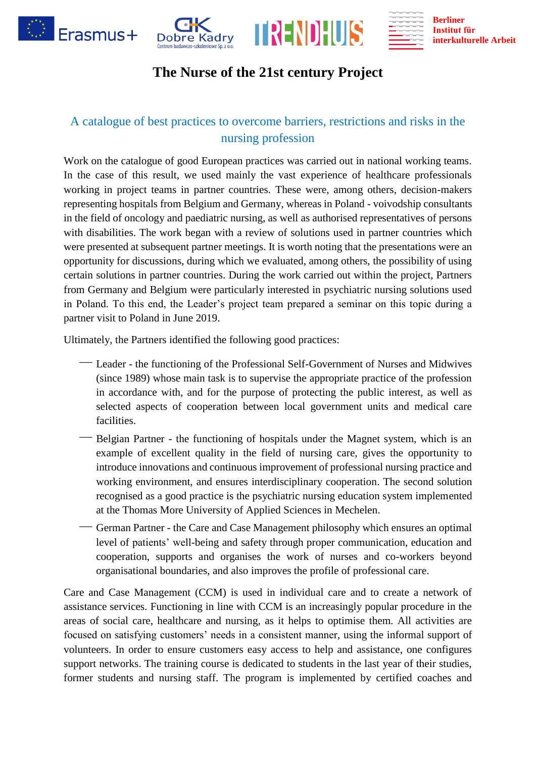# The Nurse of the 21st century Project

## A catalogue of best practices to overcome barriers, restrictions and risks in the nursing profession

Work on the catalogue of good European practices was carried out in national working teams. In the case of this result, we used mainly the vast experience of healthcare professionals working in project teams in partner countries. These were, among others, decision-makers representing hospitals from Belgium and Germany, whereas in Poland - voivodship consultants in the field of oncology and paediatric nursing, as well as authorised representatives of persons with disabilities. The work began with a review of solutions used in partner countries which were presented at subsequent partner meetings. It is worth noting that the presentations were an opportunity for discussions, during which we evaluated, among others, the possibility of using certain solutions in partner countries. During the work carried out within the project, Partners from Germany and Belgium were particularly interested in psychiatric nursing solutions used in Poland. To this end, the Leader's project team prepared a seminar on this topic during a partner visit to Poland in June 2019.

Ultimately, the Partners identified the following good practices:

- Leader - the functioning of the Professional Self-Government of Nurses and Midwives (since 1989) whose main task is to supervise the appropriate practice of the profession in accordance with, and for the purpose of protecting the public interest, as well as selected aspects of cooperation between local government units and medical care facilities.
- Belgian Partner - the functioning of hospitals under the Magnet system, which is an example of excellent quality in the field of nursing care, gives the opportunity to introduce innovations and continuous improvement of professional nursing practice and working environment, and ensures interdisciplinary cooperation. The second solution recognised as a good practice is the psychiatric nursing education system implemented at the Thomas More University of Applied Sciences in Mechelen.
- German Partner - the Care and Case Management philosophy which ensures an optimal level of patients' well-being and safety through proper communication, education and cooperation, supports and organises the work of nurses and co-workers beyond organisational boundaries, and also improves the profile of professional care.

Care and Case Management (CCM) is used in individual care and to create a network of assistance services. Functioning in line with CCM is an increasingly popular procedure in the areas of social care, healthcare and nursing, as it helps to optimise them. All activities are focused on satisfying customers' needs in a consistent manner, using the informal support of volunteers. In order to ensure customers easy access to help and assistance, one configures support networks. The training course is dedicated to students in the last year of their studies, former students and nursing staff. The program is implemented by certified coaches and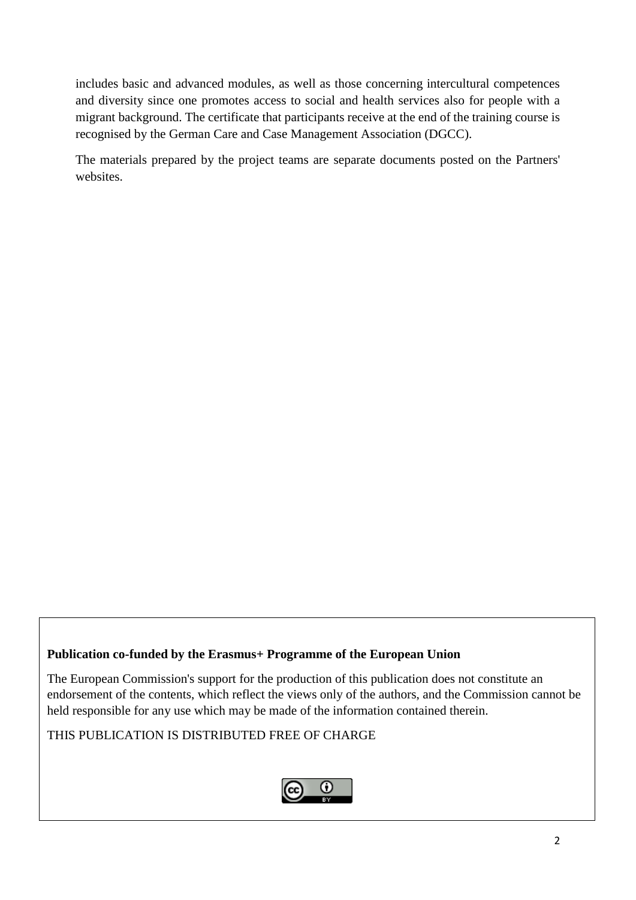includes basic and advanced modules, as well as those concerning intercultural competences and diversity since one promotes access to social and health services also for people with a migrant background. The certificate that participants receive at the end of the training course is recognised by the German Care and Case Management Association (DGCC).

The materials prepared by the project teams are separate documents posted on the Partners' websites.

**Publication co-funded by the Erasmus+ Programme of the European Union**

The European Commission's support for the production of this publication does not constitute an endorsement of the contents, which reflect the views only of the authors, and the Commission cannot be held responsible for any use which may be made of the information contained therein.

THIS PUBLICATION IS DISTRIBUTED FREE OF CHARGE